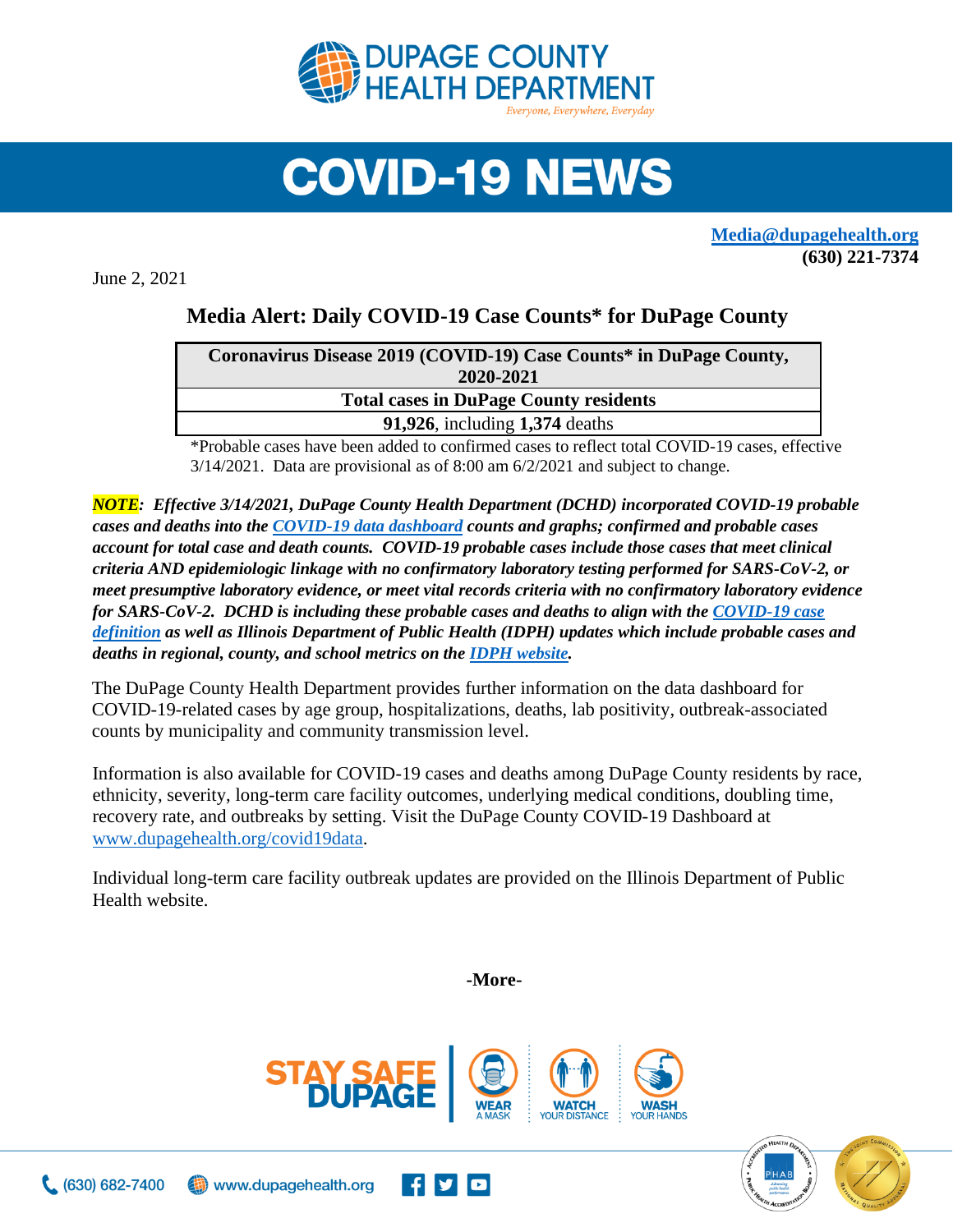# COVID-19 NEWS

**Media@dupagehealth.org**
**(630) 221-7374**

June 2, 2021

## Media Alert: Daily COVID-19 Case Counts* for DuPage County

| Coronavirus Disease 2019 (COVID-19) Case Counts* in DuPage County, 2020-2021 |
|---|
| **Total cases in DuPage County residents** |
| **91,926**, including **1,374** deaths |

*Probable cases have been added to confirmed cases to reflect total COVID-19 cases, effective 3/14/2021. Data are provisional as of 8:00 am 6/2/2021 and subject to change.

***NOTE**: Effective 3/14/2021, DuPage County Health Department (DCHD) incorporated COVID-19 probable cases and deaths into the COVID-19 data dashboard counts and graphs; confirmed and probable cases account for total case and death counts. COVID-19 probable cases include those cases that meet clinical criteria AND epidemiologic linkage with no confirmatory laboratory testing performed for SARS-CoV-2, or meet presumptive laboratory evidence, or meet vital records criteria with no confirmatory laboratory evidence for SARS-CoV-2. DCHD is including these probable cases and deaths to align with the COVID-19 case definition as well as Illinois Department of Public Health (IDPH) updates which include probable cases and deaths in regional, county, and school metrics on the IDPH website.*

The DuPage County Health Department provides further information on the data dashboard for COVID-19-related cases by age group, hospitalizations, deaths, lab positivity, outbreak-associated counts by municipality and community transmission level.

Information is also available for COVID-19 cases and deaths among DuPage County residents by race, ethnicity, severity, long-term care facility outcomes, underlying medical conditions, doubling time, recovery rate, and outbreaks by setting. Visit the DuPage County COVID-19 Dashboard at www.dupagehealth.org/covid19data.

Individual long-term care facility outbreak updates are provided on the Illinois Department of Public Health website.

**-More-**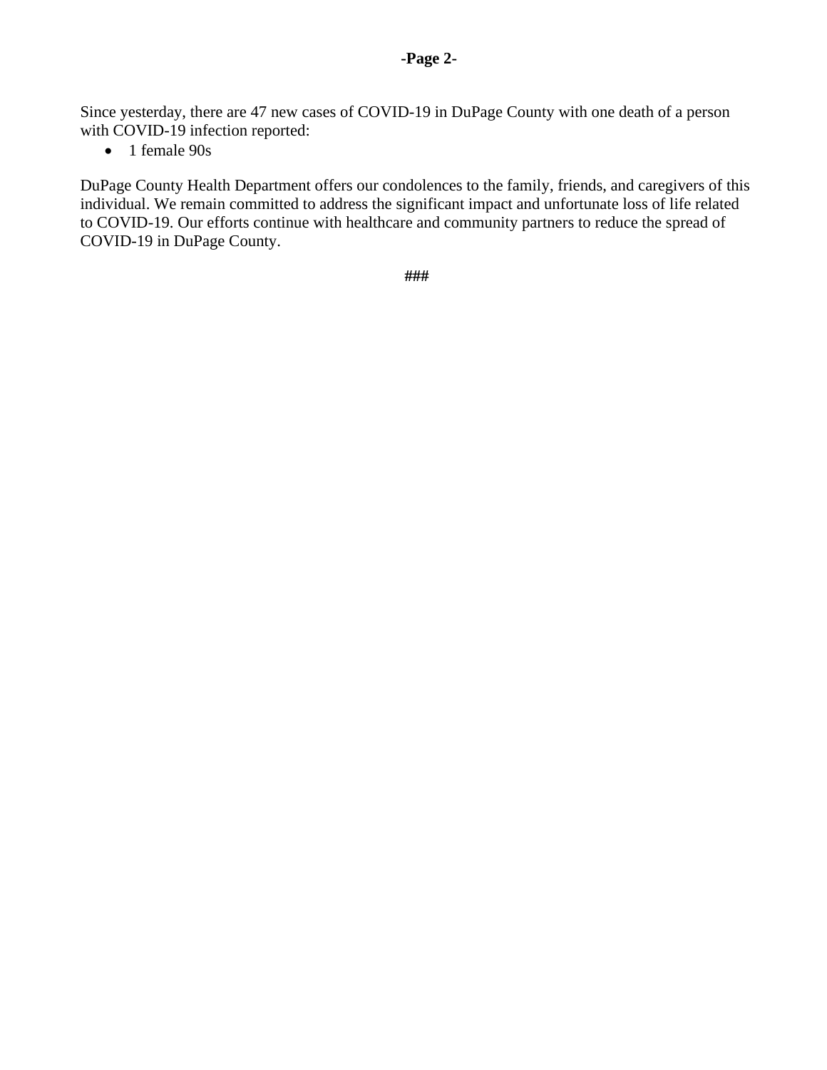Since yesterday, there are 47 new cases of COVID-19 in DuPage County with one death of a person with COVID-19 infection reported:

- 1 female 90s

DuPage County Health Department offers our condolences to the family, friends, and caregivers of this individual. We remain committed to address the significant impact and unfortunate loss of life related to COVID-19. Our efforts continue with healthcare and community partners to reduce the spread of COVID-19 in DuPage County.

**###**